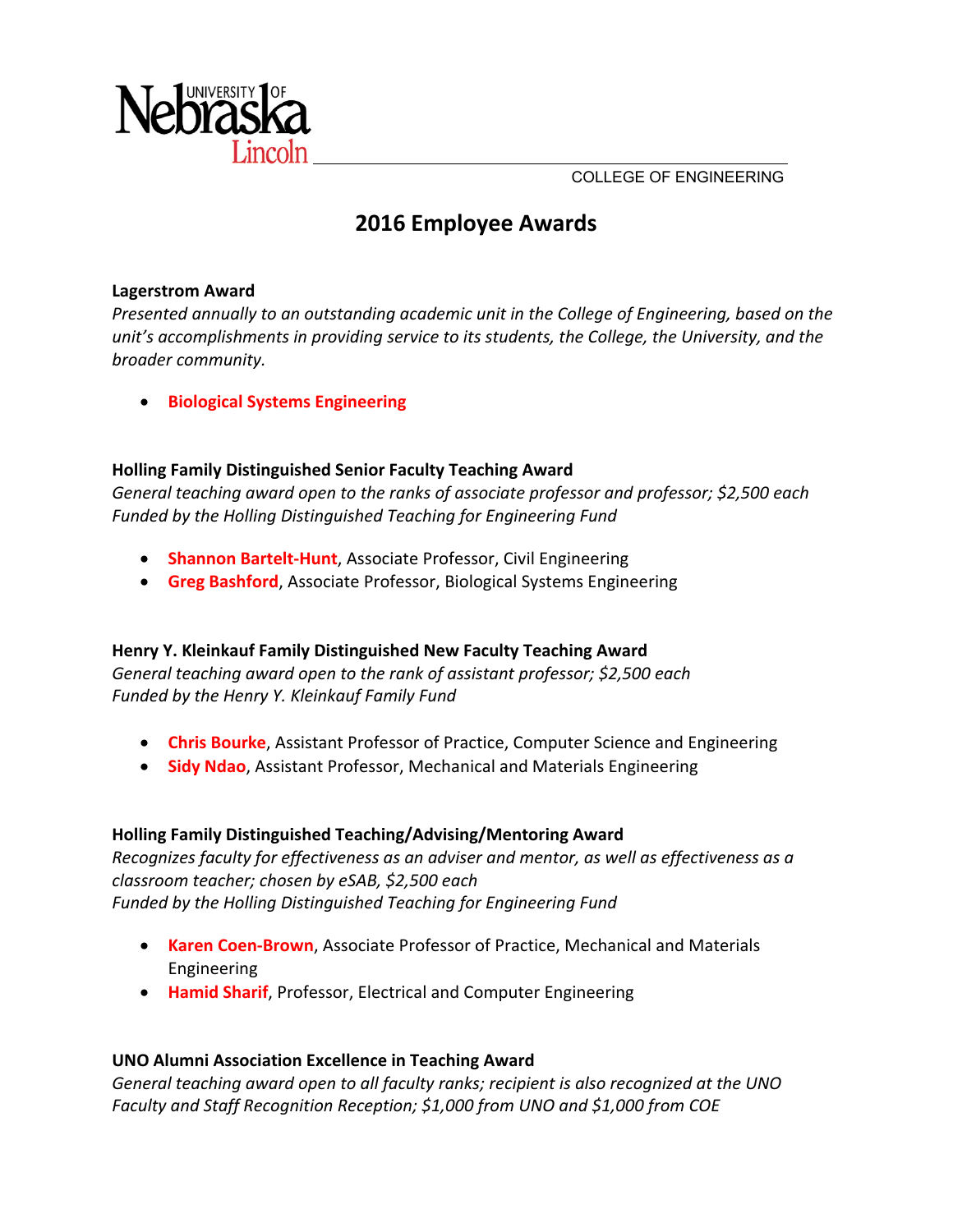University of Nebraska Lincoln

COLLEGE OF ENGINEERING

# 2016 Employee Awards

**Lagerstrom Award**
*Presented annually to an outstanding academic unit in the College of Engineering, based on the unit's accomplishments in providing service to its students, the College, the University, and the broader community.*

- **Biological Systems Engineering**

**Holling Family Distinguished Senior Faculty Teaching Award**
*General teaching award open to the ranks of associate professor and professor; $2,500 each*
*Funded by the Holling Distinguished Teaching for Engineering Fund*

- **Shannon Bartelt-Hunt**, Associate Professor, Civil Engineering
- **Greg Bashford**, Associate Professor, Biological Systems Engineering

**Henry Y. Kleinkauf Family Distinguished New Faculty Teaching Award**
*General teaching award open to the rank of assistant professor; $2,500 each*
*Funded by the Henry Y. Kleinkauf Family Fund*

- **Chris Bourke**, Assistant Professor of Practice, Computer Science and Engineering
- **Sidy Ndao**, Assistant Professor, Mechanical and Materials Engineering

**Holling Family Distinguished Teaching/Advising/Mentoring Award**
*Recognizes faculty for effectiveness as an adviser and mentor, as well as effectiveness as a classroom teacher; chosen by eSAB, $2,500 each*
*Funded by the Holling Distinguished Teaching for Engineering Fund*

- **Karen Coen-Brown**, Associate Professor of Practice, Mechanical and Materials Engineering
- **Hamid Sharif**, Professor, Electrical and Computer Engineering

**UNO Alumni Association Excellence in Teaching Award**
*General teaching award open to all faculty ranks; recipient is also recognized at the UNO Faculty and Staff Recognition Reception; $1,000 from UNO and $1,000 from COE*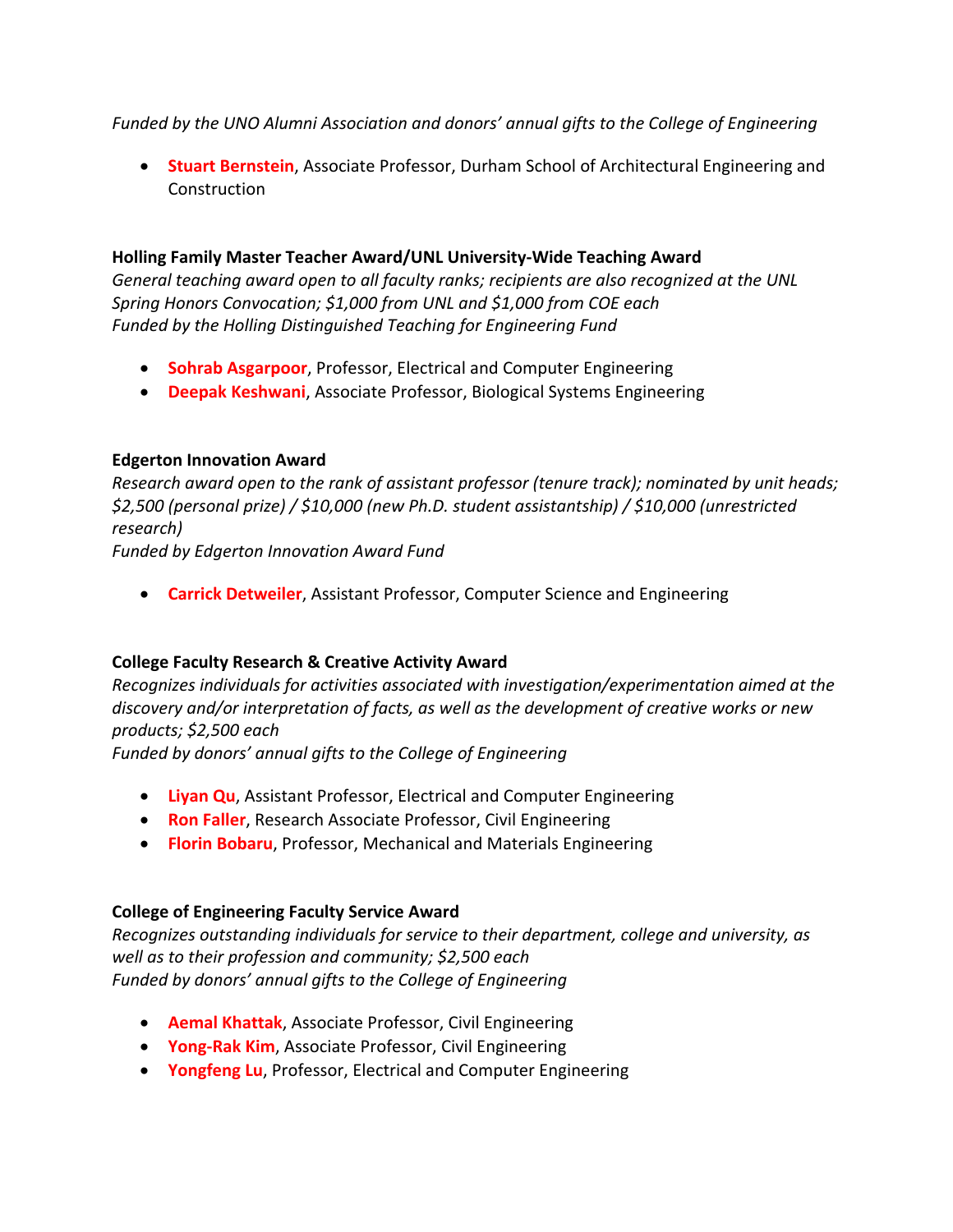*Funded by the UNO Alumni Association and donors' annual gifts to the College of Engineering*

- **Stuart Bernstein**, Associate Professor, Durham School of Architectural Engineering and Construction

**Holling Family Master Teacher Award/UNL University-Wide Teaching Award**
*General teaching award open to all faculty ranks; recipients are also recognized at the UNL Spring Honors Convocation; $1,000 from UNL and $1,000 from COE each*
*Funded by the Holling Distinguished Teaching for Engineering Fund*

- **Sohrab Asgarpoor**, Professor, Electrical and Computer Engineering
- **Deepak Keshwani**, Associate Professor, Biological Systems Engineering

**Edgerton Innovation Award**
*Research award open to the rank of assistant professor (tenure track); nominated by unit heads; $2,500 (personal prize) / $10,000 (new Ph.D. student assistantship) / $10,000 (unrestricted research)*
*Funded by Edgerton Innovation Award Fund*

- **Carrick Detweiler**, Assistant Professor, Computer Science and Engineering

**College Faculty Research & Creative Activity Award**
*Recognizes individuals for activities associated with investigation/experimentation aimed at the discovery and/or interpretation of facts, as well as the development of creative works or new products; $2,500 each*
*Funded by donors' annual gifts to the College of Engineering*

- **Liyan Qu**, Assistant Professor, Electrical and Computer Engineering
- **Ron Faller**, Research Associate Professor, Civil Engineering
- **Florin Bobaru**, Professor, Mechanical and Materials Engineering

**College of Engineering Faculty Service Award**
*Recognizes outstanding individuals for service to their department, college and university, as well as to their profession and community; $2,500 each*
*Funded by donors' annual gifts to the College of Engineering*

- **Aemal Khattak**, Associate Professor, Civil Engineering
- **Yong-Rak Kim**, Associate Professor, Civil Engineering
- **Yongfeng Lu**, Professor, Electrical and Computer Engineering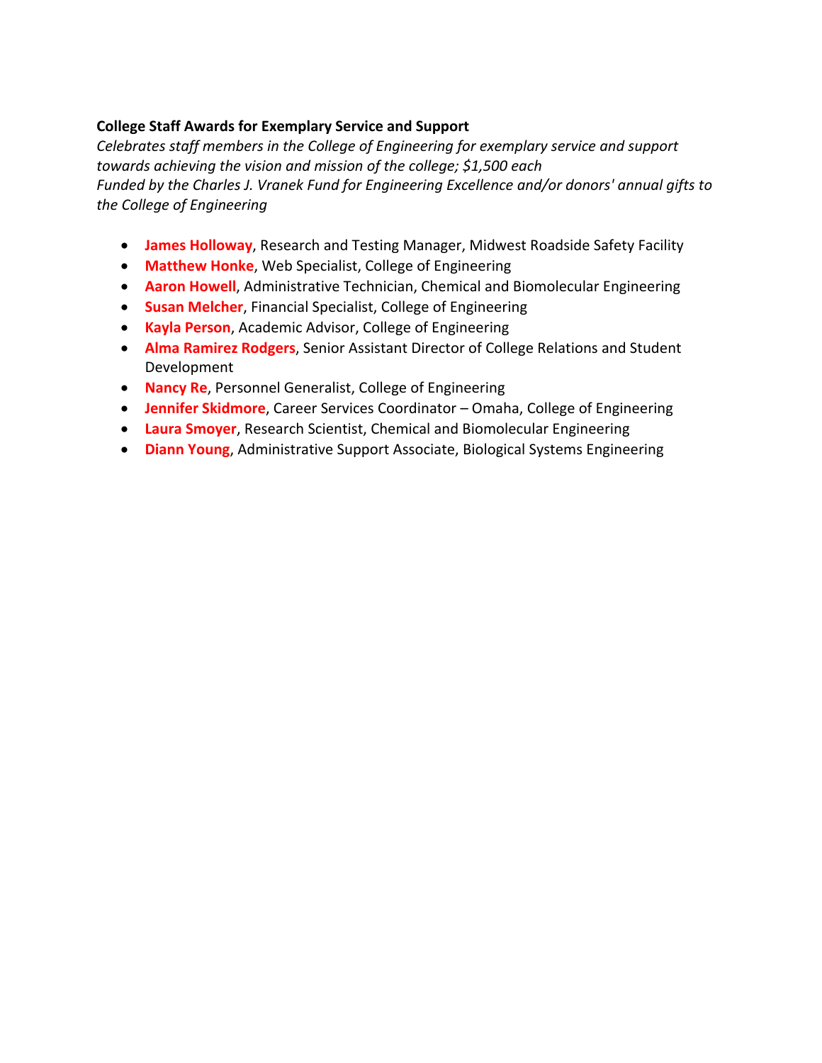**College Staff Awards for Exemplary Service and Support**

*Celebrates staff members in the College of Engineering for exemplary service and support towards achieving the vision and mission of the college; $1,500 each*

*Funded by the Charles J. Vranek Fund for Engineering Excellence and/or donors' annual gifts to the College of Engineering*

- **James Holloway**, Research and Testing Manager, Midwest Roadside Safety Facility
- **Matthew Honke**, Web Specialist, College of Engineering
- **Aaron Howell**, Administrative Technician, Chemical and Biomolecular Engineering
- **Susan Melcher**, Financial Specialist, College of Engineering
- **Kayla Person**, Academic Advisor, College of Engineering
- **Alma Ramirez Rodgers**, Senior Assistant Director of College Relations and Student Development
- **Nancy Re**, Personnel Generalist, College of Engineering
- **Jennifer Skidmore**, Career Services Coordinator – Omaha, College of Engineering
- **Laura Smoyer**, Research Scientist, Chemical and Biomolecular Engineering
- **Diann Young**, Administrative Support Associate, Biological Systems Engineering